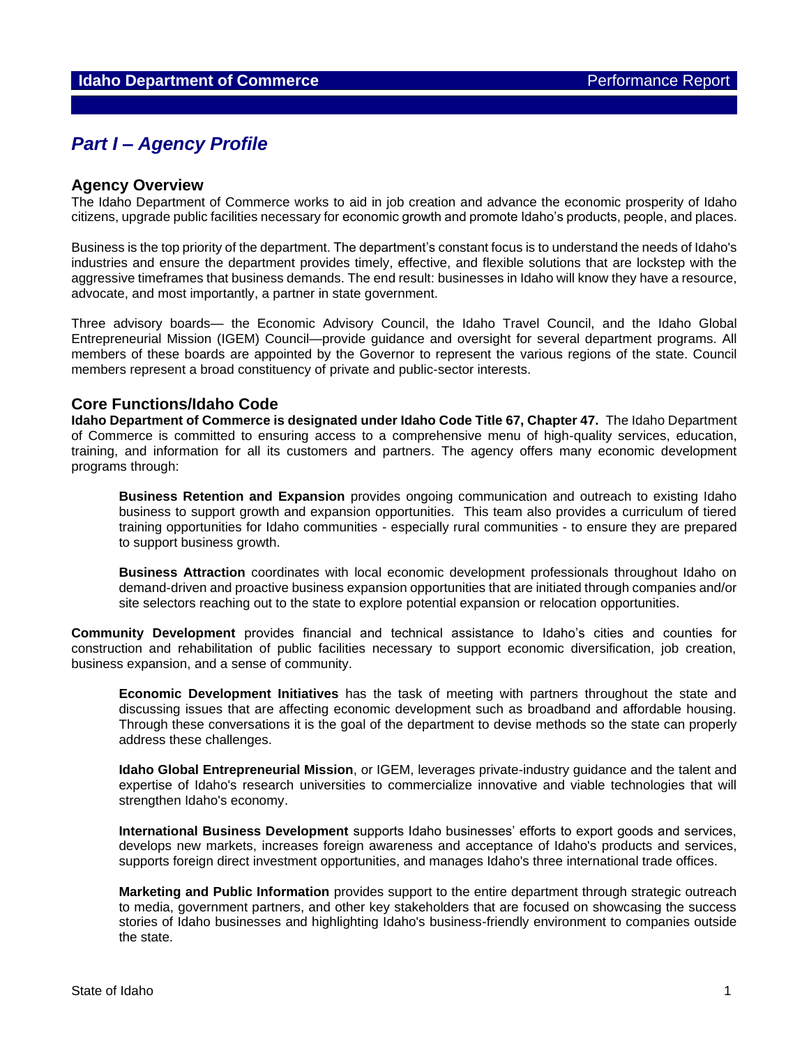# Part I – Agency Profile

## Agency Overview

The Idaho Department of Commerce works to aid in job creation and advance the economic prosperity of Idaho citizens, upgrade public facilities necessary for economic growth and promote Idaho's products, people, and places.

Business is the top priority of the department. The department's constant focus is to understand the needs of Idaho's industries and ensure the department provides timely, effective, and flexible solutions that are lockstep with the aggressive timeframes that business demands. The end result: businesses in Idaho will know they have a resource, advocate, and most importantly, a partner in state government.

Three advisory boards— the Economic Advisory Council, the Idaho Travel Council, and the Idaho Global Entrepreneurial Mission (IGEM) Council—provide guidance and oversight for several department programs. All members of these boards are appointed by the Governor to represent the various regions of the state. Council members represent a broad constituency of private and public-sector interests.

## Core Functions/Idaho Code

**Idaho Department of Commerce is designated under Idaho Code Title 67, Chapter 47.** The Idaho Department of Commerce is committed to ensuring access to a comprehensive menu of high-quality services, education, training, and information for all its customers and partners. The agency offers many economic development programs through:

> **Business Retention and Expansion** provides ongoing communication and outreach to existing Idaho business to support growth and expansion opportunities. This team also provides a curriculum of tiered training opportunities for Idaho communities - especially rural communities - to ensure they are prepared to support business growth.
>
> **Business Attraction** coordinates with local economic development professionals throughout Idaho on demand-driven and proactive business expansion opportunities that are initiated through companies and/or site selectors reaching out to the state to explore potential expansion or relocation opportunities.

**Community Development** provides financial and technical assistance to Idaho's cities and counties for construction and rehabilitation of public facilities necessary to support economic diversification, job creation, business expansion, and a sense of community.

> **Economic Development Initiatives** has the task of meeting with partners throughout the state and discussing issues that are affecting economic development such as broadband and affordable housing. Through these conversations it is the goal of the department to devise methods so the state can properly address these challenges.
>
> **Idaho Global Entrepreneurial Mission**, or IGEM, leverages private-industry guidance and the talent and expertise of Idaho's research universities to commercialize innovative and viable technologies that will strengthen Idaho's economy.
>
> **International Business Development** supports Idaho businesses' efforts to export goods and services, develops new markets, increases foreign awareness and acceptance of Idaho's products and services, supports foreign direct investment opportunities, and manages Idaho's three international trade offices.
>
> **Marketing and Public Information** provides support to the entire department through strategic outreach to media, government partners, and other key stakeholders that are focused on showcasing the success stories of Idaho businesses and highlighting Idaho's business-friendly environment to companies outside the state.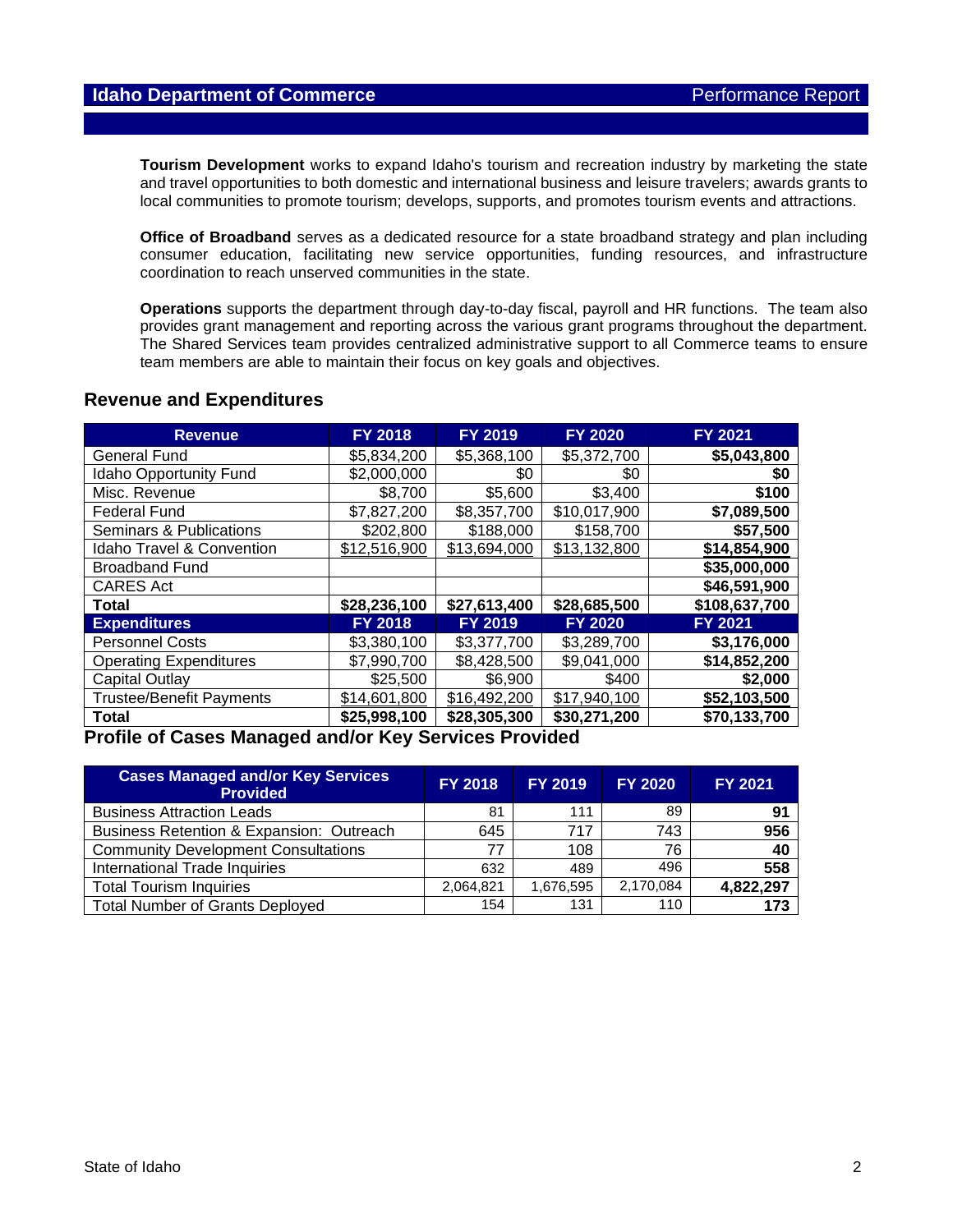**Tourism Development** works to expand Idaho's tourism and recreation industry by marketing the state and travel opportunities to both domestic and international business and leisure travelers; awards grants to local communities to promote tourism; develops, supports, and promotes tourism events and attractions.

**Office of Broadband** serves as a dedicated resource for a state broadband strategy and plan including consumer education, facilitating new service opportunities, funding resources, and infrastructure coordination to reach unserved communities in the state.

**Operations** supports the department through day-to-day fiscal, payroll and HR functions. The team also provides grant management and reporting across the various grant programs throughout the department. The Shared Services team provides centralized administrative support to all Commerce teams to ensure team members are able to maintain their focus on key goals and objectives.

## Revenue and Expenditures

| Revenue | FY 2018 | FY 2019 | FY 2020 | FY 2021 |
|---|---|---|---|---|
| General Fund | $5,834,200 | $5,368,100 | $5,372,700 | **$5,043,800** |
| Idaho Opportunity Fund | $2,000,000 | $0 | $0 | **$0** |
| Misc. Revenue | $8,700 | $5,600 | $3,400 | **$100** |
| Federal Fund | $7,827,200 | $8,357,700 | $10,017,900 | **$7,089,500** |
| Seminars & Publications | $202,800 | $188,000 | $158,700 | **$57,500** |
| Idaho Travel & Convention | $12,516,900 | $13,694,000 | $13,132,800 | **$14,854,900** |
| Broadband Fund | | | | **$35,000,000** |
| CARES Act | | | | **$46,591,900** |
| **Total** | **$28,236,100** | **$27,613,400** | **$28,685,500** | **$108,637,700** |
| **Expenditures** | **FY 2018** | **FY 2019** | **FY 2020** | **FY 2021** |
| Personnel Costs | $3,380,100 | $3,377,700 | $3,289,700 | **$3,176,000** |
| Operating Expenditures | $7,990,700 | $8,428,500 | $9,041,000 | **$14,852,200** |
| Capital Outlay | $25,500 | $6,900 | $400 | **$2,000** |
| Trustee/Benefit Payments | $14,601,800 | $16,492,200 | $17,940,100 | **$52,103,500** |
| **Total** | **$25,998,100** | **$28,305,300** | **$30,271,200** | **$70,133,700** |

## Profile of Cases Managed and/or Key Services Provided

| Cases Managed and/or Key Services Provided | FY 2018 | FY 2019 | FY 2020 | FY 2021 |
|---|---|---|---|---|
| Business Attraction Leads | 81 | 111 | 89 | **91** |
| Business Retention & Expansion: Outreach | 645 | 717 | 743 | **956** |
| Community Development Consultations | 77 | 108 | 76 | **40** |
| International Trade Inquiries | 632 | 489 | 496 | **558** |
| Total Tourism Inquiries | 2,064,821 | 1,676,595 | 2,170,084 | **4,822,297** |
| Total Number of Grants Deployed | 154 | 131 | 110 | **173** |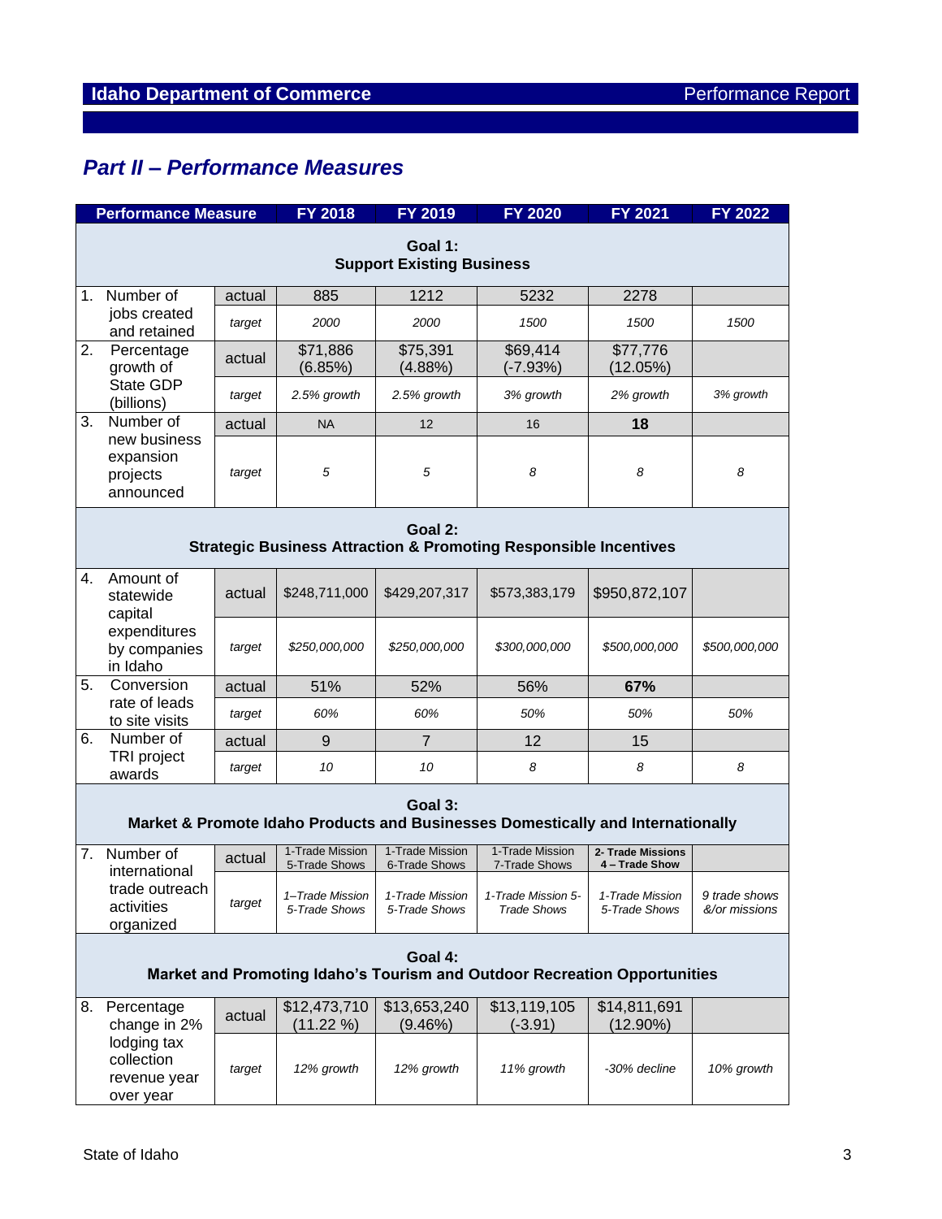## Part II – Performance Measures

| Performance Measure | | FY 2018 | FY 2019 | FY 2020 | FY 2021 | FY 2022 |
|---|---|---|---|---|---|---|
| **Goal 1: Support Existing Business** | | | | | | |
| 1. Number of jobs created and retained | actual | 885 | 1212 | 5232 | 2278 | |
| | *target* | *2000* | *2000* | *1500* | *1500* | *1500* |
| 2. Percentage growth of State GDP (billions) | actual | $71,886 (6.85%) | $75,391 (4.88%) | $69,414 (-7.93%) | $77,776 (12.05%) | |
| | *target* | *2.5% growth* | *2.5% growth* | *3% growth* | *2% growth* | *3% growth* |
| 3. Number of new business expansion projects announced | actual | NA | 12 | 16 | **18** | |
| | *target* | *5* | *5* | *8* | *8* | *8* |
| **Goal 2: Strategic Business Attraction & Promoting Responsible Incentives** | | | | | | |
| 4. Amount of statewide capital expenditures by companies in Idaho | actual | $248,711,000 | $429,207,317 | $573,383,179 | $950,872,107 | |
| | *target* | *$250,000,000* | *$250,000,000* | *$300,000,000* | *$500,000,000* | *$500,000,000* |
| 5. Conversion rate of leads to site visits | actual | 51% | 52% | 56% | **67%** | |
| | *target* | *60%* | *60%* | *50%* | *50%* | *50%* |
| 6. Number of TRI project awards | actual | 9 | 7 | 12 | 15 | |
| | *target* | *10* | *10* | *8* | *8* | *8* |
| **Goal 3: Market & Promote Idaho Products and Businesses Domestically and Internationally** | | | | | | |
| 7. Number of international trade outreach activities organized | actual | 1-Trade Mission 5-Trade Shows | 1-Trade Mission 6-Trade Shows | 1-Trade Mission 7-Trade Shows | **2- Trade Missions 4 – Trade Show** | |
| | *target* | *1–Trade Mission 5-Trade Shows* | *1-Trade Mission 5-Trade Shows* | *1-Trade Mission 5-Trade Shows* | *1-Trade Mission 5-Trade Shows* | *9 trade shows &/or missions* |
| **Goal 4: Market and Promoting Idaho's Tourism and Outdoor Recreation Opportunities** | | | | | | |
| 8. Percentage change in 2% lodging tax collection revenue year over year | actual | $12,473,710 (11.22 %) | $13,653,240 (9.46%) | $13,119,105 (-3.91) | $14,811,691 (12.90%) | |
| | *target* | *12% growth* | *12% growth* | *11% growth* | *-30% decline* | *10% growth* |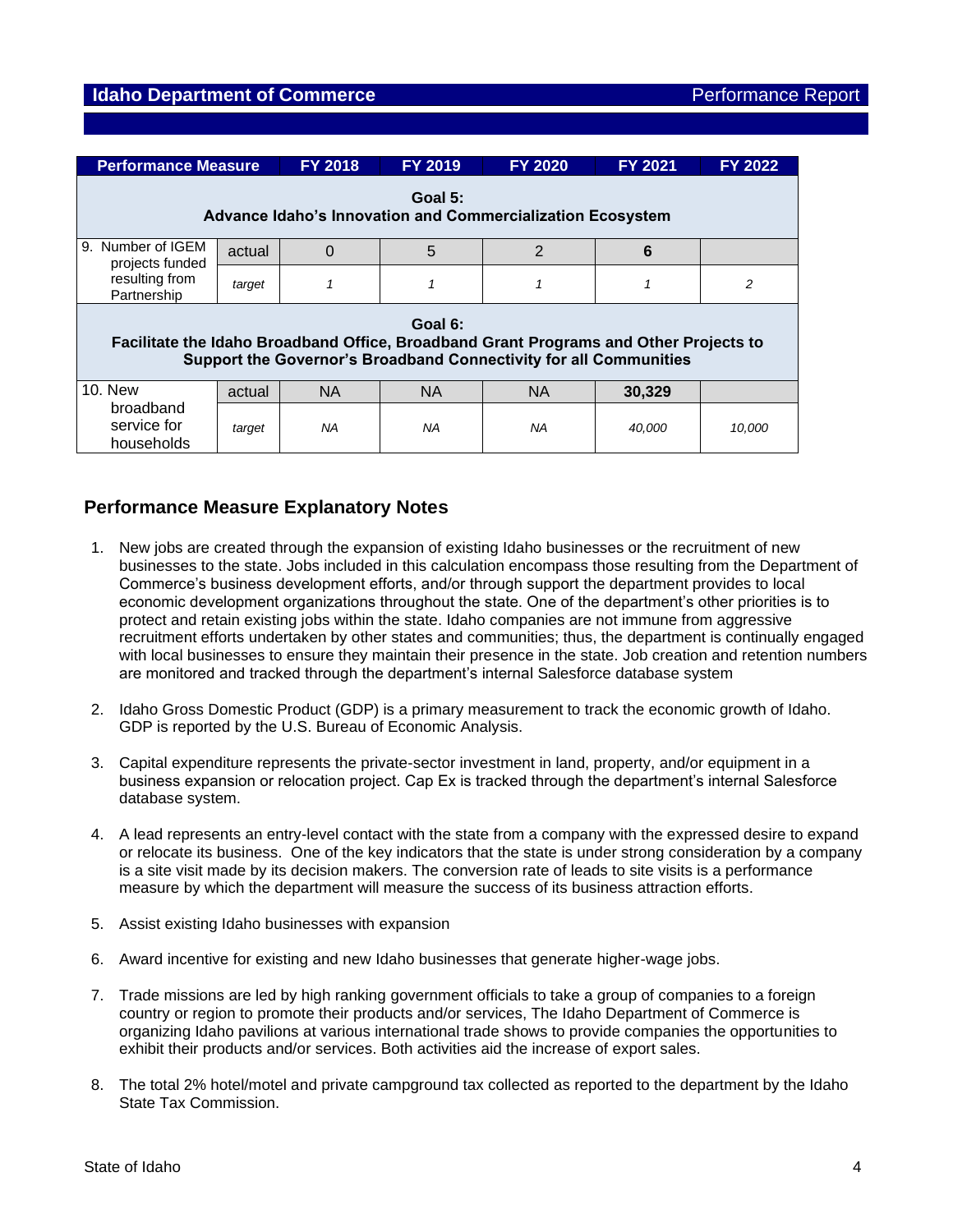| Performance Measure | | FY 2018 | FY 2019 | FY 2020 | FY 2021 | FY 2022 |
|---|---|---|---|---|---|---|
| **Goal 5: Advance Idaho's Innovation and Commercialization Ecosystem** | | | | | | |
| 9. Number of IGEM projects funded resulting from Partnership | actual | 0 | 5 | 2 | **6** | |
| | *target* | *1* | *1* | *1* | *1* | *2* |
| **Goal 6: Facilitate the Idaho Broadband Office, Broadband Grant Programs and Other Projects to Support the Governor's Broadband Connectivity for all Communities** | | | | | | |
| 10. New broadband service for households | actual | NA | NA | NA | **30,329** | |
| | *target* | *NA* | *NA* | *NA* | *40,000* | *10,000* |

## Performance Measure Explanatory Notes

1. New jobs are created through the expansion of existing Idaho businesses or the recruitment of new businesses to the state. Jobs included in this calculation encompass those resulting from the Department of Commerce's business development efforts, and/or through support the department provides to local economic development organizations throughout the state. One of the department's other priorities is to protect and retain existing jobs within the state. Idaho companies are not immune from aggressive recruitment efforts undertaken by other states and communities; thus, the department is continually engaged with local businesses to ensure they maintain their presence in the state. Job creation and retention numbers are monitored and tracked through the department's internal Salesforce database system

2. Idaho Gross Domestic Product (GDP) is a primary measurement to track the economic growth of Idaho. GDP is reported by the U.S. Bureau of Economic Analysis.

3. Capital expenditure represents the private-sector investment in land, property, and/or equipment in a business expansion or relocation project. Cap Ex is tracked through the department's internal Salesforce database system.

4. A lead represents an entry-level contact with the state from a company with the expressed desire to expand or relocate its business. One of the key indicators that the state is under strong consideration by a company is a site visit made by its decision makers. The conversion rate of leads to site visits is a performance measure by which the department will measure the success of its business attraction efforts.

5. Assist existing Idaho businesses with expansion

6. Award incentive for existing and new Idaho businesses that generate higher-wage jobs.

7. Trade missions are led by high ranking government officials to take a group of companies to a foreign country or region to promote their products and/or services, The Idaho Department of Commerce is organizing Idaho pavilions at various international trade shows to provide companies the opportunities to exhibit their products and/or services. Both activities aid the increase of export sales.

8. The total 2% hotel/motel and private campground tax collected as reported to the department by the Idaho State Tax Commission.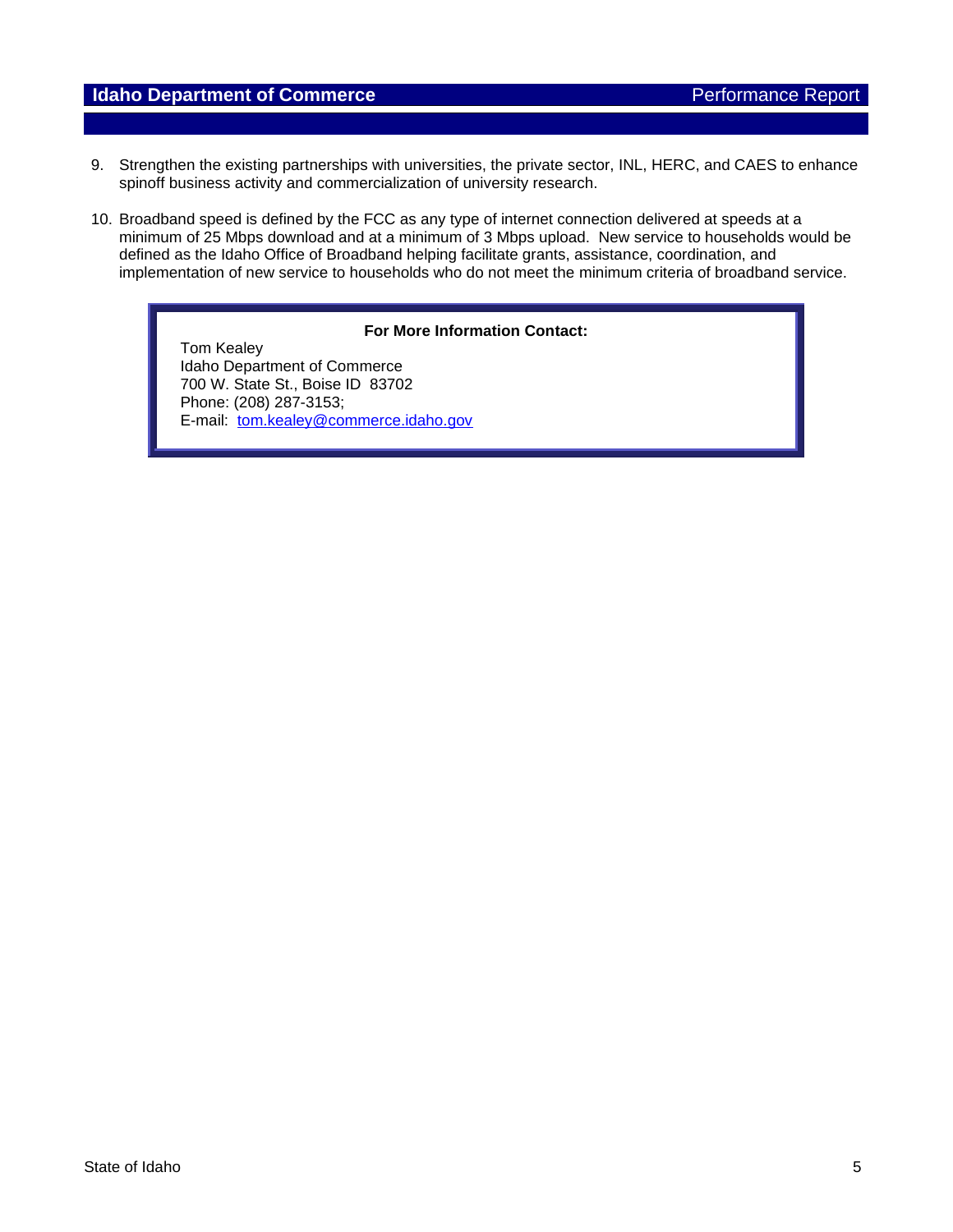9. Strengthen the existing partnerships with universities, the private sector, INL, HERC, and CAES to enhance spinoff business activity and commercialization of university research.

10. Broadband speed is defined by the FCC as any type of internet connection delivered at speeds at a minimum of 25 Mbps download and at a minimum of 3 Mbps upload. New service to households would be defined as the Idaho Office of Broadband helping facilitate grants, assistance, coordination, and implementation of new service to households who do not meet the minimum criteria of broadband service.

**For More Information Contact:**

Tom Kealey
Idaho Department of Commerce
700 W. State St., Boise ID 83702
Phone: (208) 287-3153;
E-mail: tom.kealey@commerce.idaho.gov